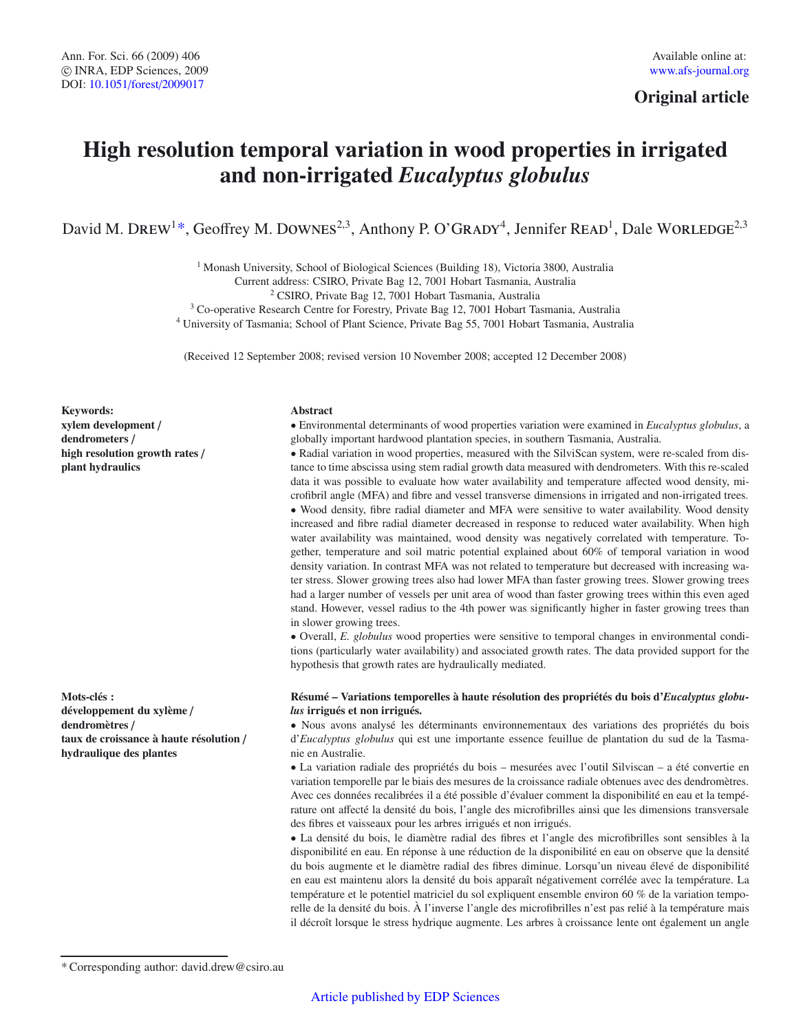Original article

# High resolution temporal variation in wood properties in irrigated and non-irrigated *Eucalyptus globulus*

David M. Drew[1]*, Geoffrey M. Downes[2,3], Anthony P. O'Grady[4], Jennifer Read[1], Dale Worledge[2,3]

[1] Monash University, School of Biological Sciences (Building 18), Victoria 3800, Australia
Current address: CSIRO, Private Bag 12, 7001 Hobart Tasmania, Australia
[2] CSIRO, Private Bag 12, 7001 Hobart Tasmania, Australia
[3] Co-operative Research Centre for Forestry, Private Bag 12, 7001 Hobart Tasmania, Australia
[4] University of Tasmania; School of Plant Science, Private Bag 55, 7001 Hobart Tasmania, Australia

(Received 12 September 2008; revised version 10 November 2008; accepted 12 December 2008)

**Keywords:**
**xylem development /**
**dendrometers /**
**high resolution growth rates /**
**plant hydraulics**

**Abstract**

• Environmental determinants of wood properties variation were examined in *Eucalyptus globulus*, a globally important hardwood plantation species, in southern Tasmania, Australia.

• Radial variation in wood properties, measured with the SilviScan system, were re-scaled from distance to time abscissa using stem radial growth data measured with dendrometers. With this re-scaled data it was possible to evaluate how water availability and temperature affected wood density, microfibril angle (MFA) and fibre and vessel transverse dimensions in irrigated and non-irrigated trees.

• Wood density, fibre radial diameter and MFA were sensitive to water availability. Wood density increased and fibre radial diameter decreased in response to reduced water availability. When high water availability was maintained, wood density was negatively correlated with temperature. Together, temperature and soil matric potential explained about 60% of temporal variation in wood density variation. In contrast MFA was not related to temperature but decreased with increasing water stress. Slower growing trees also had lower MFA than faster growing trees. Slower growing trees had a larger number of vessels per unit area of wood than faster growing trees within this even aged stand. However, vessel radius to the 4th power was significantly higher in faster growing trees than in slower growing trees.

• Overall, *E. globulus* wood properties were sensitive to temporal changes in environmental conditions (particularly water availability) and associated growth rates. The data provided support for the hypothesis that growth rates are hydraulically mediated.

**Mots-clés :**
**développement du xylème /**
**dendromètres /**
**taux de croissance à haute résolution /**
**hydraulique des plantes**

**Résumé – Variations temporelles à haute résolution des propriétés du bois d'*Eucalyptus globulus* irrigués et non irrigués.**

• Nous avons analysé les déterminants environnementaux des variations des propriétés du bois d'*Eucalyptus globulus* qui est une importante essence feuillue de plantation du sud de la Tasmanie en Australie.

• La variation radiale des propriétés du bois – mesurées avec l'outil Silviscan – a été convertie en variation temporelle par le biais des mesures de la croissance radiale obtenues avec des dendromètres. Avec ces données recalibrées il a été possible d'évaluer comment la disponibilité en eau et la température ont affecté la densité du bois, l'angle des microfibrilles ainsi que les dimensions transversale des fibres et vaisseaux pour les arbres irrigués et non irrigués.

• La densité du bois, le diamètre radial des fibres et l'angle des microfibrilles sont sensibles à la disponibilité en eau. En réponse à une réduction de la disponibilité en eau on observe que la densité du bois augmente et le diamètre radial des fibres diminue. Lorsqu'un niveau élevé de disponibilité en eau est maintenu alors la densité du bois apparaît négativement corrélée avec la température. La température et le potentiel matriciel du sol expliquent ensemble environ 60 % de la variation temporelle de la densité du bois. À l'inverse l'angle des microfibrilles n'est pas relié à la température mais il décroît lorsque le stress hydrique augmente. Les arbres à croissance lente ont également un angle

* Corresponding author: david.drew@csiro.au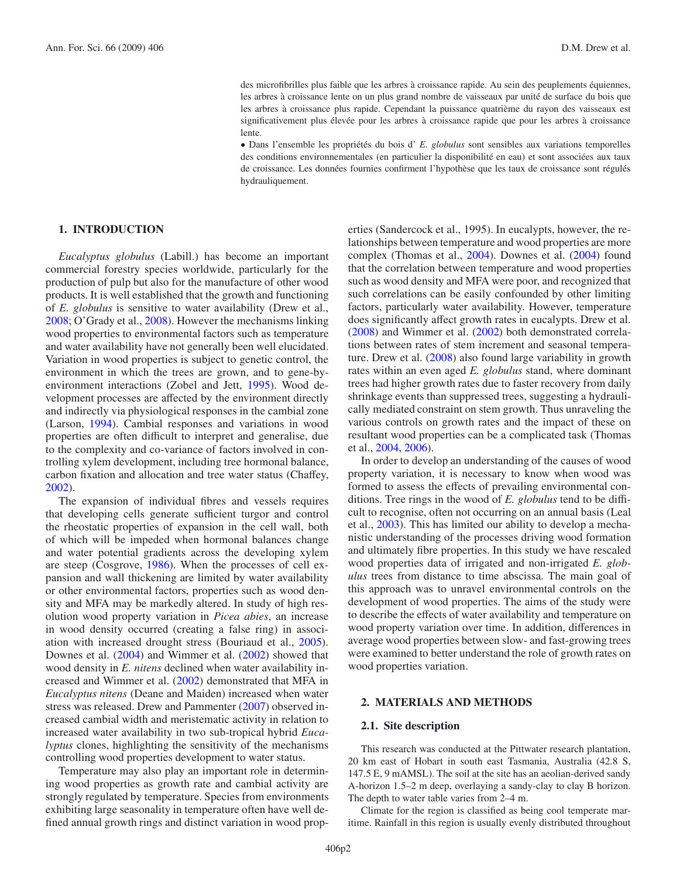des microfibrilles plus faible que les arbres à croissance rapide. Au sein des peuplements équiennes, les arbres à croissance lente on un plus grand nombre de vaisseaux par unité de surface du bois que les arbres à croissance plus rapide. Cependant la puissance quatrième du rayon des vaisseaux est significativement plus élevée pour les arbres à croissance rapide que pour les arbres à croissance lente.

• Dans l'ensemble les propriétés du bois d' *E. globulus* sont sensibles aux variations temporelles des conditions environnementales (en particulier la disponibilité en eau) et sont associées aux taux de croissance. Les données fournies confirment l'hypothèse que les taux de croissance sont régulés hydrauliquement.

## 1. INTRODUCTION

*Eucalyptus globulus* (Labill.) has become an important commercial forestry species worldwide, particularly for the production of pulp but also for the manufacture of other wood products. It is well established that the growth and functioning of *E. globulus* is sensitive to water availability (Drew et al., 2008; O'Grady et al., 2008). However the mechanisms linking wood properties to environmental factors such as temperature and water availability have not generally been well elucidated. Variation in wood properties is subject to genetic control, the environment in which the trees are grown, and to gene-by-environment interactions (Zobel and Jett, 1995). Wood development processes are affected by the environment directly and indirectly via physiological responses in the cambial zone (Larson, 1994). Cambial responses and variations in wood properties are often difficult to interpret and generalise, due to the complexity and co-variance of factors involved in controlling xylem development, including tree hormonal balance, carbon fixation and allocation and tree water status (Chaffey, 2002).

The expansion of individual fibres and vessels requires that developing cells generate sufficient turgor and control the rheostatic properties of expansion in the cell wall, both of which will be impeded when hormonal balances change and water potential gradients across the developing xylem are steep (Cosgrove, 1986). When the processes of cell expansion and wall thickening are limited by water availability or other environmental factors, properties such as wood density and MFA may be markedly altered. In study of high resolution wood property variation in *Picea abies*, an increase in wood density occurred (creating a false ring) in association with increased drought stress (Bouriaud et al., 2005). Downes et al. (2004) and Wimmer et al. (2002) showed that wood density in *E. nitens* declined when water availability increased and Wimmer et al. (2002) demonstrated that MFA in *Eucalyptus nitens* (Deane and Maiden) increased when water stress was released. Drew and Pammenter (2007) observed increased cambial width and meristematic activity in relation to increased water availability in two sub-tropical hybrid *Eucalyptus* clones, highlighting the sensitivity of the mechanisms controlling wood properties development to water status.

Temperature may also play an important role in determining wood properties as growth rate and cambial activity are strongly regulated by temperature. Species from environments exhibiting large seasonality in temperature often have well defined annual growth rings and distinct variation in wood properties (Sandercock et al., 1995). In eucalypts, however, the relationships between temperature and wood properties are more complex (Thomas et al., 2004). Downes et al. (2004) found that the correlation between temperature and wood properties such as wood density and MFA were poor, and recognized that such correlations can be easily confounded by other limiting factors, particularly water availability. However, temperature does significantly affect growth rates in eucalypts. Drew et al. (2008) and Wimmer et al. (2002) both demonstrated correlations between rates of stem increment and seasonal temperature. Drew et al. (2008) also found large variability in growth rates within an even aged *E. globulus* stand, where dominant trees had higher growth rates due to faster recovery from daily shrinkage events than suppressed trees, suggesting a hydraulically mediated constraint on stem growth. Thus unraveling the various controls on growth rates and the impact of these on resultant wood properties can be a complicated task (Thomas et al., 2004, 2006).

In order to develop an understanding of the causes of wood property variation, it is necessary to know when wood was formed to assess the effects of prevailing environmental conditions. Tree rings in the wood of *E. globulus* tend to be difficult to recognise, often not occurring on an annual basis (Leal et al., 2003). This has limited our ability to develop a mechanistic understanding of the processes driving wood formation and ultimately fibre properties. In this study we have rescaled wood properties data of irrigated and non-irrigated *E. globulus* trees from distance to time abscissa. The main goal of this approach was to unravel environmental controls on the development of wood properties. The aims of the study were to describe the effects of water availability and temperature on wood property variation over time. In addition, differences in average wood properties between slow- and fast-growing trees were examined to better understand the role of growth rates on wood properties variation.

## 2. MATERIALS AND METHODS

### 2.1. Site description

This research was conducted at the Pittwater research plantation, 20 km east of Hobart in south east Tasmania, Australia (42.8 S, 147.5 E, 9 mAMSL). The soil at the site has an aeolian-derived sandy A-horizon 1.5–2 m deep, overlaying a sandy-clay to clay B horizon. The depth to water table varies from 2–4 m.

Climate for the region is classified as being cool temperate maritime. Rainfall in this region is usually evenly distributed throughout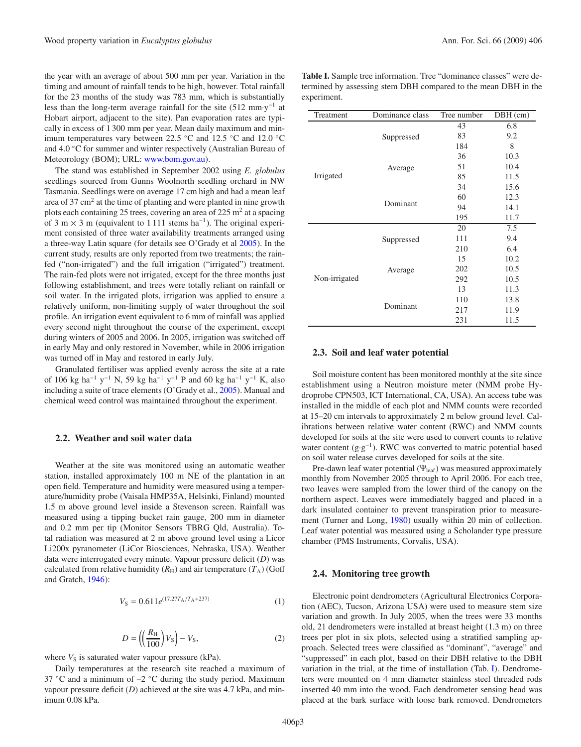the year with an average of about 500 mm per year. Variation in the timing and amount of rainfall tends to be high, however. Total rainfall for the 23 months of the study was 783 mm, which is substantially less than the long-term average rainfall for the site (512 mm·y$^{-1}$ at Hobart airport, adjacent to the site). Pan evaporation rates are typically in excess of 1 300 mm per year. Mean daily maximum and minimum temperatures vary between 22.5 °C and 12.5 °C and 12.0 °C and 4.0 °C for summer and winter respectively (Australian Bureau of Meteorology (BOM); URL: www.bom.gov.au).

The stand was established in September 2002 using *E. globulus* seedlings sourced from Gunns Woolnorth seedling orchard in NW Tasmania. Seedlings were on average 17 cm high and had a mean leaf area of 37 cm$^2$ at the time of planting and were planted in nine growth plots each containing 25 trees, covering an area of 225 m$^2$ at a spacing of 3 m × 3 m (equivalent to 1 111 stems ha$^{-1}$). The original experiment consisted of three water availability treatments arranged using a three-way Latin square (for details see O'Grady et al 2005). In the current study, results are only reported from two treatments; the rainfed ("non-irrigated") and the full irrigation ("irrigated") treatment. The rain-fed plots were not irrigated, except for the three months just following establishment, and trees were totally reliant on rainfall or soil water. In the irrigated plots, irrigation was applied to ensure a relatively uniform, non-limiting supply of water throughout the soil profile. An irrigation event equivalent to 6 mm of rainfall was applied every second night throughout the course of the experiment, except during winters of 2005 and 2006. In 2005, irrigation was switched off in early May and only restored in November, while in 2006 irrigation was turned off in May and restored in early July.

Granulated fertiliser was applied evenly across the site at a rate of 106 kg ha$^{-1}$ y$^{-1}$ N, 59 kg ha$^{-1}$ y$^{-1}$ P and 60 kg ha$^{-1}$ y$^{-1}$ K, also including a suite of trace elements (O'Grady et al., 2005). Manual and chemical weed control was maintained throughout the experiment.

## 2.2. Weather and soil water data

Weather at the site was monitored using an automatic weather station, installed approximately 100 m NE of the plantation in an open field. Temperature and humidity were measured using a temperature/humidity probe (Vaisala HMP35A, Helsinki, Finland) mounted 1.5 m above ground level inside a Stevenson screen. Rainfall was measured using a tipping bucket rain gauge, 200 mm in diameter and 0.2 mm per tip (Monitor Sensors TBRG Qld, Australia). Total radiation was measured at 2 m above ground level using a Licor Li200x pyranometer (LiCor Biosciences, Nebraska, USA). Weather data were interrogated every minute. Vapour pressure deficit ($D$) was calculated from relative humidity ($R_H$) and air temperature ($T_A$) (Goff and Gratch, 1946):

$$V_S = 0.611e^{(17.27T_A/T_A+237)} \quad (1)$$

$$D = \left(\left(\frac{R_H}{100}\right)V_S\right) - V_S, \quad (2)$$

where $V_S$ is saturated water vapour pressure (kPa).

Daily temperatures at the research site reached a maximum of 37 °C and a minimum of –2 °C during the study period. Maximum vapour pressure deficit ($D$) achieved at the site was 4.7 kPa, and minimum 0.08 kPa.

**Table I.** Sample tree information. Tree "dominance classes" were determined by assessing stem DBH compared to the mean DBH in the experiment.

| Treatment | Dominance class | Tree number | DBH (cm) |
|---|---|---|---|
| Irrigated | Suppressed | 43 | 6.8 |
| | | 83 | 9.2 |
| | | 184 | 8 |
| | Average | 36 | 10.3 |
| | | 51 | 10.4 |
| | | 85 | 11.5 |
| | Dominant | 34 | 15.6 |
| | | 60 | 12.3 |
| | | 94 | 14.1 |
| | | 195 | 11.7 |
| Non-irrigated | Suppressed | 20 | 7.5 |
| | | 111 | 9.4 |
| | | 210 | 6.4 |
| | Average | 15 | 10.2 |
| | | 202 | 10.5 |
| | | 292 | 10.5 |
| | Dominant | 13 | 11.3 |
| | | 110 | 13.8 |
| | | 217 | 11.9 |
| | | 231 | 11.5 |

## 2.3. Soil and leaf water potential

Soil moisture content has been monitored monthly at the site since establishment using a Neutron moisture meter (NMM probe Hydroprobe CPN503, ICT International, CA, USA). An access tube was installed in the middle of each plot and NMM counts were recorded at 15–20 cm intervals to approximately 2 m below ground level. Calibrations between relative water content (RWC) and NMM counts developed for soils at the site were used to convert counts to relative water content (g·g$^{-1}$). RWC was converted to matric potential based on soil water release curves developed for soils at the site.

Pre-dawn leaf water potential ($\Psi_{leaf}$) was measured approximately monthly from November 2005 through to April 2006. For each tree, two leaves were sampled from the lower third of the canopy on the northern aspect. Leaves were immediately bagged and placed in a dark insulated container to prevent transpiration prior to measurement (Turner and Long, 1980) usually within 20 min of collection. Leaf water potential was measured using a Scholander type pressure chamber (PMS Instruments, Corvalis, USA).

## 2.4. Monitoring tree growth

Electronic point dendrometers (Agricultural Electronics Corporation (AEC), Tucson, Arizona USA) were used to measure stem size variation and growth. In July 2005, when the trees were 33 months old, 21 dendrometers were installed at breast height (1.3 m) on three trees per plot in six plots, selected using a stratified sampling approach. Selected trees were classified as "dominant", "average" and "suppressed" in each plot, based on their DBH relative to the DBH variation in the trial, at the time of installation (Tab. I). Dendrometers were mounted on 4 mm diameter stainless steel threaded rods inserted 40 mm into the wood. Each dendrometer sensing head was placed at the bark surface with loose bark removed. Dendrometers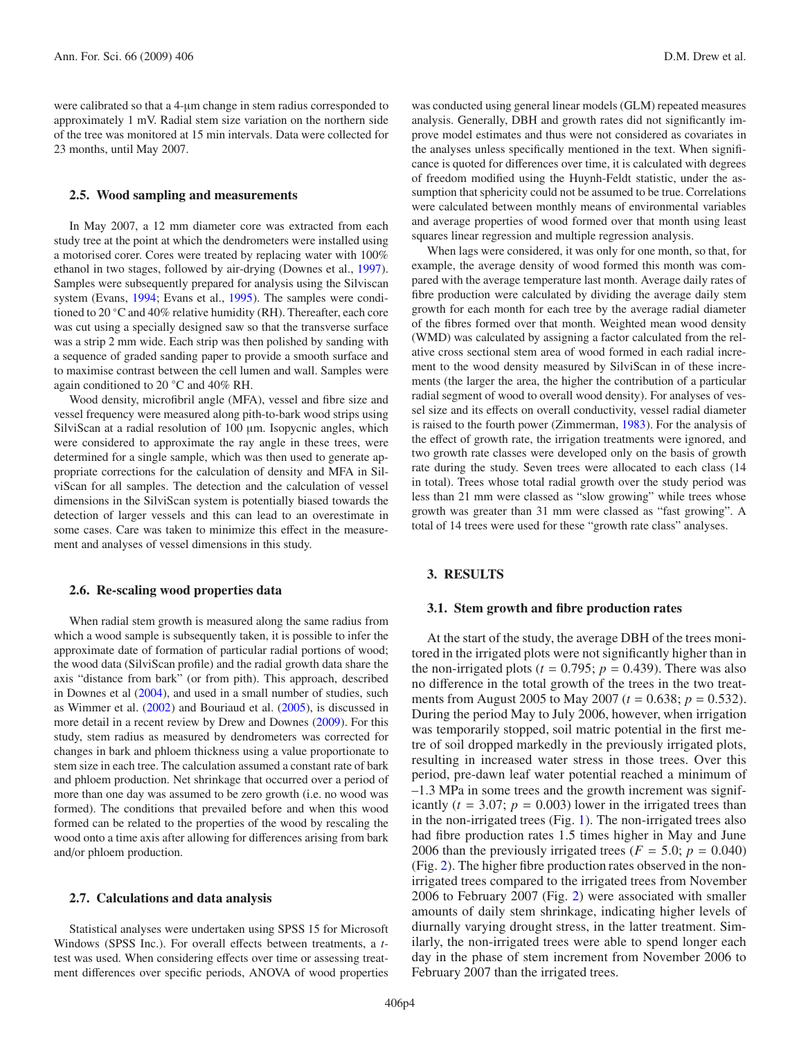were calibrated so that a 4-μm change in stem radius corresponded to approximately 1 mV. Radial stem size variation on the northern side of the tree was monitored at 15 min intervals. Data were collected for 23 months, until May 2007.

### 2.5. Wood sampling and measurements

In May 2007, a 12 mm diameter core was extracted from each study tree at the point at which the dendrometers were installed using a motorised corer. Cores were treated by replacing water with 100% ethanol in two stages, followed by air-drying (Downes et al., 1997). Samples were subsequently prepared for analysis using the Silviscan system (Evans, 1994; Evans et al., 1995). The samples were conditioned to 20 °C and 40% relative humidity (RH). Thereafter, each core was cut using a specially designed saw so that the transverse surface was a strip 2 mm wide. Each strip was then polished by sanding with a sequence of graded sanding paper to provide a smooth surface and to maximise contrast between the cell lumen and wall. Samples were again conditioned to 20 °C and 40% RH.

Wood density, microfibril angle (MFA), vessel and fibre size and vessel frequency were measured along pith-to-bark wood strips using SilviScan at a radial resolution of 100 μm. Isopycnic angles, which were considered to approximate the ray angle in these trees, were determined for a single sample, which was then used to generate appropriate corrections for the calculation of density and MFA in SilviScan for all samples. The detection and the calculation of vessel dimensions in the SilviScan system is potentially biased towards the detection of larger vessels and this can lead to an overestimate in some cases. Care was taken to minimize this effect in the measurement and analyses of vessel dimensions in this study.

### 2.6. Re-scaling wood properties data

When radial stem growth is measured along the same radius from which a wood sample is subsequently taken, it is possible to infer the approximate date of formation of particular radial portions of wood; the wood data (SilviScan profile) and the radial growth data share the axis "distance from bark" (or from pith). This approach, described in Downes et al (2004), and used in a small number of studies, such as Wimmer et al. (2002) and Bouriaud et al. (2005), is discussed in more detail in a recent review by Drew and Downes (2009). For this study, stem radius as measured by dendrometers was corrected for changes in bark and phloem thickness using a value proportionate to stem size in each tree. The calculation assumed a constant rate of bark and phloem production. Net shrinkage that occurred over a period of more than one day was assumed to be zero growth (i.e. no wood was formed). The conditions that prevailed before and when this wood formed can be related to the properties of the wood by rescaling the wood onto a time axis after allowing for differences arising from bark and/or phloem production.

### 2.7. Calculations and data analysis

Statistical analyses were undertaken using SPSS 15 for Microsoft Windows (SPSS Inc.). For overall effects between treatments, a $t$-test was used. When considering effects over time or assessing treatment differences over specific periods, ANOVA of wood properties was conducted using general linear models (GLM) repeated measures analysis. Generally, DBH and growth rates did not significantly improve model estimates and thus were not considered as covariates in the analyses unless specifically mentioned in the text. When significance is quoted for differences over time, it is calculated with degrees of freedom modified using the Huynh-Feldt statistic, under the assumption that sphericity could not be assumed to be true. Correlations were calculated between monthly means of environmental variables and average properties of wood formed over that month using least squares linear regression and multiple regression analysis.

When lags were considered, it was only for one month, so that, for example, the average density of wood formed this month was compared with the average temperature last month. Average daily rates of fibre production were calculated by dividing the average daily stem growth for each month for each tree by the average radial diameter of the fibres formed over that month. Weighted mean wood density (WMD) was calculated by assigning a factor calculated from the relative cross sectional stem area of wood formed in each radial increment to the wood density measured by SilviScan in of these increments (the larger the area, the higher the contribution of a particular radial segment of wood to overall wood density). For analyses of vessel size and its effects on overall conductivity, vessel radial diameter is raised to the fourth power (Zimmerman, 1983). For the analysis of the effect of growth rate, the irrigation treatments were ignored, and two growth rate classes were developed only on the basis of growth rate during the study. Seven trees were allocated to each class (14 in total). Trees whose total radial growth over the study period was less than 21 mm were classed as "slow growing" while trees whose growth was greater than 31 mm were classed as "fast growing". A total of 14 trees were used for these "growth rate class" analyses.

## 3. RESULTS

### 3.1. Stem growth and fibre production rates

At the start of the study, the average DBH of the trees monitored in the irrigated plots were not significantly higher than in the non-irrigated plots ($t = 0.795$; $p = 0.439$). There was also no difference in the total growth of the trees in the two treatments from August 2005 to May 2007 ($t = 0.638$; $p = 0.532$). During the period May to July 2006, however, when irrigation was temporarily stopped, soil matric potential in the first metre of soil dropped markedly in the previously irrigated plots, resulting in increased water stress in those trees. Over this period, pre-dawn leaf water potential reached a minimum of –1.3 MPa in some trees and the growth increment was significantly ($t = 3.07$; $p = 0.003$) lower in the irrigated trees than in the non-irrigated trees (Fig. 1). The non-irrigated trees also had fibre production rates 1.5 times higher in May and June 2006 than the previously irrigated trees ($F = 5.0$; $p = 0.040$) (Fig. 2). The higher fibre production rates observed in the non-irrigated trees compared to the irrigated trees from November 2006 to February 2007 (Fig. 2) were associated with smaller amounts of daily stem shrinkage, indicating higher levels of diurnally varying drought stress, in the latter treatment. Similarly, the non-irrigated trees were able to spend longer each day in the phase of stem increment from November 2006 to February 2007 than the irrigated trees.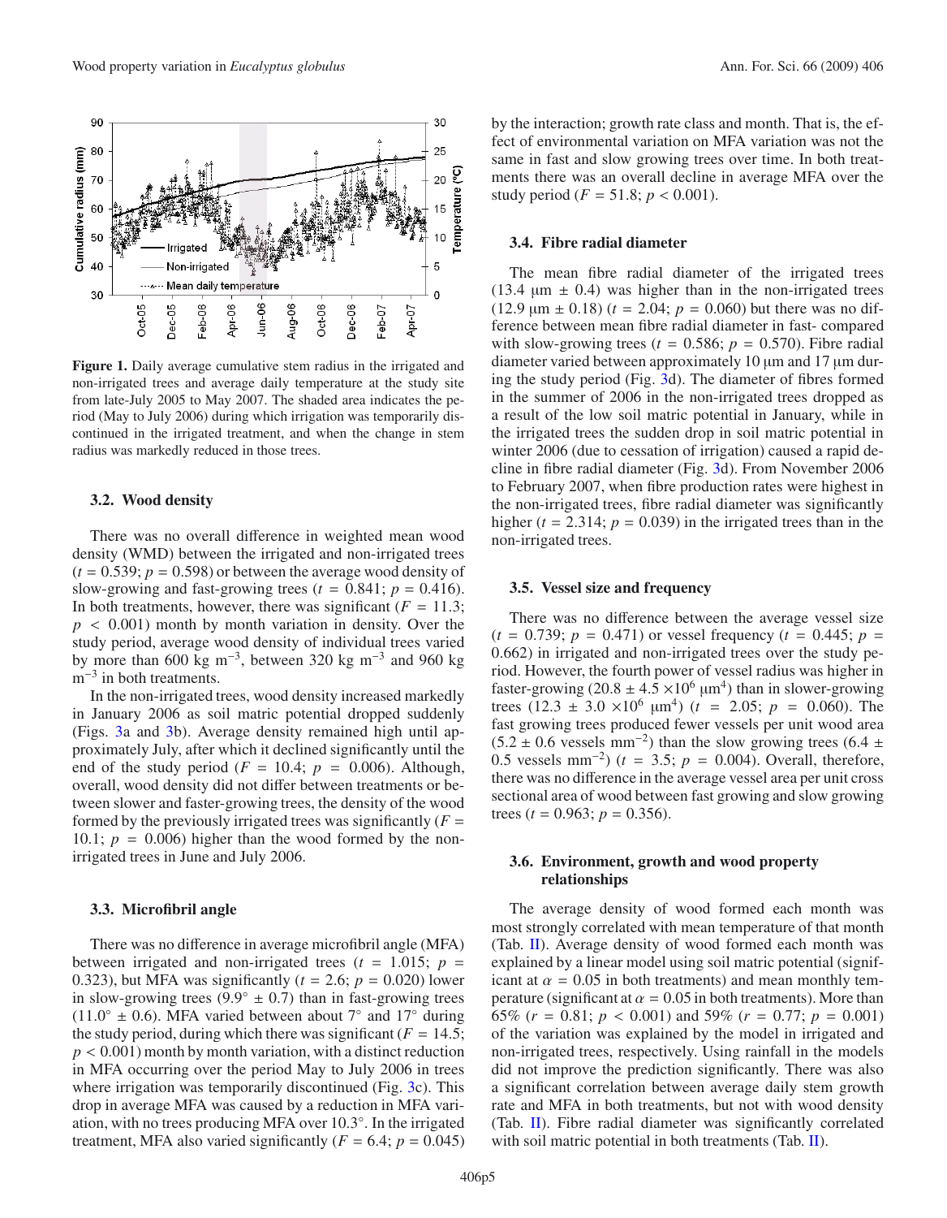**Figure 1.** Daily average cumulative stem radius in the irrigated and non-irrigated trees and average daily temperature at the study site from late-July 2005 to May 2007. The shaded area indicates the period (May to July 2006) during which irrigation was temporarily discontinued in the irrigated treatment, and when the change in stem radius was markedly reduced in those trees.

### 3.2. Wood density

There was no overall difference in weighted mean wood density (WMD) between the irrigated and non-irrigated trees ($t = 0.539$; $p = 0.598$) or between the average wood density of slow-growing and fast-growing trees ($t = 0.841$; $p = 0.416$). In both treatments, however, there was significant ($F = 11.3$; $p < 0.001$) month by month variation in density. Over the study period, average wood density of individual trees varied by more than 600 kg m$^{-3}$, between 320 kg m$^{-3}$ and 960 kg m$^{-3}$ in both treatments.

In the non-irrigated trees, wood density increased markedly in January 2006 as soil matric potential dropped suddenly (Figs. 3a and 3b). Average density remained high until approximately July, after which it declined significantly until the end of the study period ($F = 10.4$; $p = 0.006$). Although, overall, wood density did not differ between treatments or between slower and faster-growing trees, the density of the wood formed by the previously irrigated trees was significantly ($F = 10.1$; $p = 0.006$) higher than the wood formed by the non-irrigated trees in June and July 2006.

### 3.3. Microfibril angle

There was no difference in average microfibril angle (MFA) between irrigated and non-irrigated trees ($t = 1.015$; $p = 0.323$), but MFA was significantly ($t = 2.6$; $p = 0.020$) lower in slow-growing trees (9.9° ± 0.7) than in fast-growing trees (11.0° ± 0.6). MFA varied between about 7° and 17° during the study period, during which there was significant ($F = 14.5$; $p < 0.001$) month by month variation, with a distinct reduction in MFA occurring over the period May to July 2006 in trees where irrigation was temporarily discontinued (Fig. 3c). This drop in average MFA was caused by a reduction in MFA variation, with no trees producing MFA over 10.3°. In the irrigated treatment, MFA also varied significantly ($F = 6.4$; $p = 0.045$) by the interaction; growth rate class and month. That is, the effect of environmental variation on MFA variation was not the same in fast and slow growing trees over time. In both treatments there was an overall decline in average MFA over the study period ($F = 51.8$; $p < 0.001$).

### 3.4. Fibre radial diameter

The mean fibre radial diameter of the irrigated trees (13.4 µm ± 0.4) was higher than in the non-irrigated trees (12.9 µm ± 0.18) ($t = 2.04$; $p = 0.060$) but there was no difference between mean fibre radial diameter in fast- compared with slow-growing trees ($t = 0.586$; $p = 0.570$). Fibre radial diameter varied between approximately 10 µm and 17 µm during the study period (Fig. 3d). The diameter of fibres formed in the summer of 2006 in the non-irrigated trees dropped as a result of the low soil matric potential in January, while in the irrigated trees the sudden drop in soil matric potential in winter 2006 (due to cessation of irrigation) caused a rapid decline in fibre radial diameter (Fig. 3d). From November 2006 to February 2007, when fibre production rates were highest in the non-irrigated trees, fibre radial diameter was significantly higher ($t = 2.314$; $p = 0.039$) in the irrigated trees than in the non-irrigated trees.

### 3.5. Vessel size and frequency

There was no difference between the average vessel size ($t = 0.739$; $p = 0.471$) or vessel frequency ($t = 0.445$; $p = 0.662$) in irrigated and non-irrigated trees over the study period. However, the fourth power of vessel radius was higher in faster-growing ($20.8 \pm 4.5 \times 10^6$ µm$^4$) than in slower-growing trees ($12.3 \pm 3.0 \times 10^6$ µm$^4$) ($t = 2.05$; $p = 0.060$). The fast growing trees produced fewer vessels per unit wood area (5.2 ± 0.6 vessels mm$^{-2}$) than the slow growing trees (6.4 ± 0.5 vessels mm$^{-2}$) ($t = 3.5$; $p = 0.004$). Overall, therefore, there was no difference in the average vessel area per unit cross sectional area of wood between fast growing and slow growing trees ($t = 0.963$; $p = 0.356$).

### 3.6. Environment, growth and wood property relationships

The average density of wood formed each month was most strongly correlated with mean temperature of that month (Tab. II). Average density of wood formed each month was explained by a linear model using soil matric potential (significant at $\alpha = 0.05$ in both treatments) and mean monthly temperature (significant at $\alpha = 0.05$ in both treatments). More than 65% ($r = 0.81$; $p < 0.001$) and 59% ($r = 0.77$; $p = 0.001$) of the variation was explained by the model in irrigated and non-irrigated trees, respectively. Using rainfall in the models did not improve the prediction significantly. There was also a significant correlation between average daily stem growth rate and MFA in both treatments, but not with wood density (Tab. II). Fibre radial diameter was significantly correlated with soil matric potential in both treatments (Tab. II).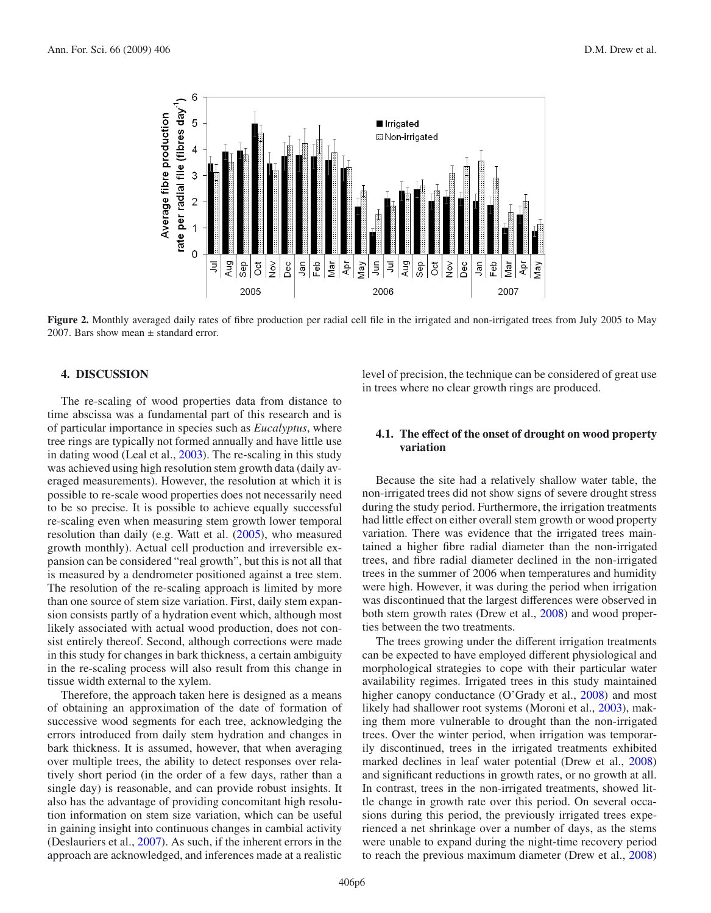**Figure 2.** Monthly averaged daily rates of fibre production per radial cell file in the irrigated and non-irrigated trees from July 2005 to May 2007. Bars show mean ± standard error.

## 4. DISCUSSION

The re-scaling of wood properties data from distance to time abscissa was a fundamental part of this research and is of particular importance in species such as *Eucalyptus*, where tree rings are typically not formed annually and have little use in dating wood (Leal et al., 2003). The re-scaling in this study was achieved using high resolution stem growth data (daily averaged measurements). However, the resolution at which it is possible to re-scale wood properties does not necessarily need to be so precise. It is possible to achieve equally successful re-scaling even when measuring stem growth lower temporal resolution than daily (e.g. Watt et al. (2005), who measured growth monthly). Actual cell production and irreversible expansion can be considered "real growth", but this is not all that is measured by a dendrometer positioned against a tree stem. The resolution of the re-scaling approach is limited by more than one source of stem size variation. First, daily stem expansion consists partly of a hydration event which, although most likely associated with actual wood production, does not consist entirely thereof. Second, although corrections were made in this study for changes in bark thickness, a certain ambiguity in the re-scaling process will also result from this change in tissue width external to the xylem.

Therefore, the approach taken here is designed as a means of obtaining an approximation of the date of formation of successive wood segments for each tree, acknowledging the errors introduced from daily stem hydration and changes in bark thickness. It is assumed, however, that when averaging over multiple trees, the ability to detect responses over relatively short period (in the order of a few days, rather than a single day) is reasonable, and can provide robust insights. It also has the advantage of providing concomitant high resolution information on stem size variation, which can be useful in gaining insight into continuous changes in cambial activity (Deslauriers et al., 2007). As such, if the inherent errors in the approach are acknowledged, and inferences made at a realistic level of precision, the technique can be considered of great use in trees where no clear growth rings are produced.

### 4.1. The effect of the onset of drought on wood property variation

Because the site had a relatively shallow water table, the non-irrigated trees did not show signs of severe drought stress during the study period. Furthermore, the irrigation treatments had little effect on either overall stem growth or wood property variation. There was evidence that the irrigated trees maintained a higher fibre radial diameter than the non-irrigated trees, and fibre radial diameter declined in the non-irrigated trees in the summer of 2006 when temperatures and humidity were high. However, it was during the period when irrigation was discontinued that the largest differences were observed in both stem growth rates (Drew et al., 2008) and wood properties between the two treatments.

The trees growing under the different irrigation treatments can be expected to have employed different physiological and morphological strategies to cope with their particular water availability regimes. Irrigated trees in this study maintained higher canopy conductance (O'Grady et al., 2008) and most likely had shallower root systems (Moroni et al., 2003), making them more vulnerable to drought than the non-irrigated trees. Over the winter period, when irrigation was temporarily discontinued, trees in the irrigated treatments exhibited marked declines in leaf water potential (Drew et al., 2008) and significant reductions in growth rates, or no growth at all. In contrast, trees in the non-irrigated treatments, showed little change in growth rate over this period. On several occasions during this period, the previously irrigated trees experienced a net shrinkage over a number of days, as the stems were unable to expand during the night-time recovery period to reach the previous maximum diameter (Drew et al., 2008)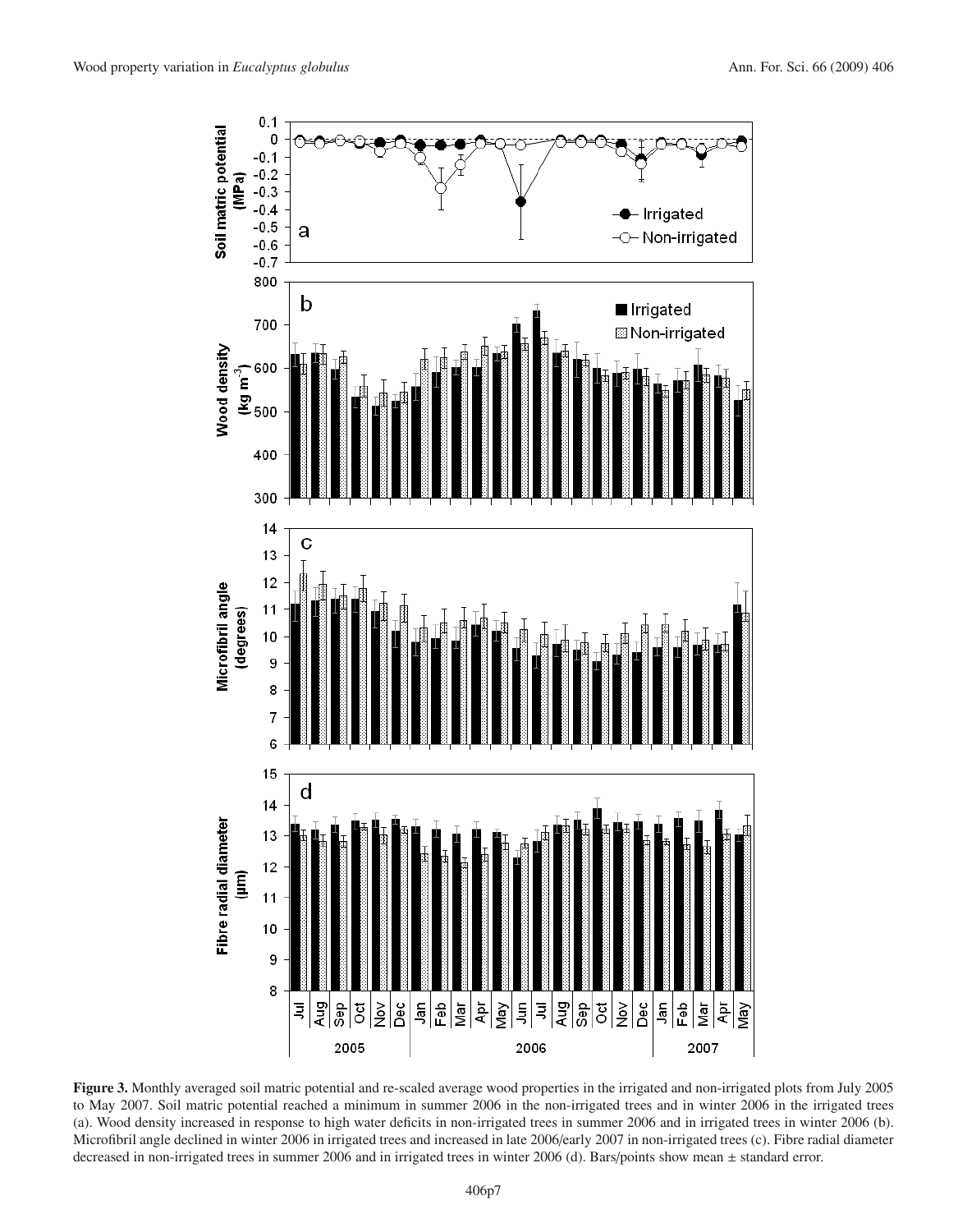**Figure 3.** Monthly averaged soil matric potential and re-scaled average wood properties in the irrigated and non-irrigated plots from July 2005 to May 2007. Soil matric potential reached a minimum in summer 2006 in the non-irrigated trees and in winter 2006 in the irrigated trees (a). Wood density increased in response to high water deficits in non-irrigated trees in summer 2006 and in irrigated trees in winter 2006 (b). Microfibril angle declined in winter 2006 in irrigated trees and increased in late 2006/early 2007 in non-irrigated trees (c). Fibre radial diameter decreased in non-irrigated trees in summer 2006 and in irrigated trees in winter 2006 (d). Bars/points show mean ± standard error.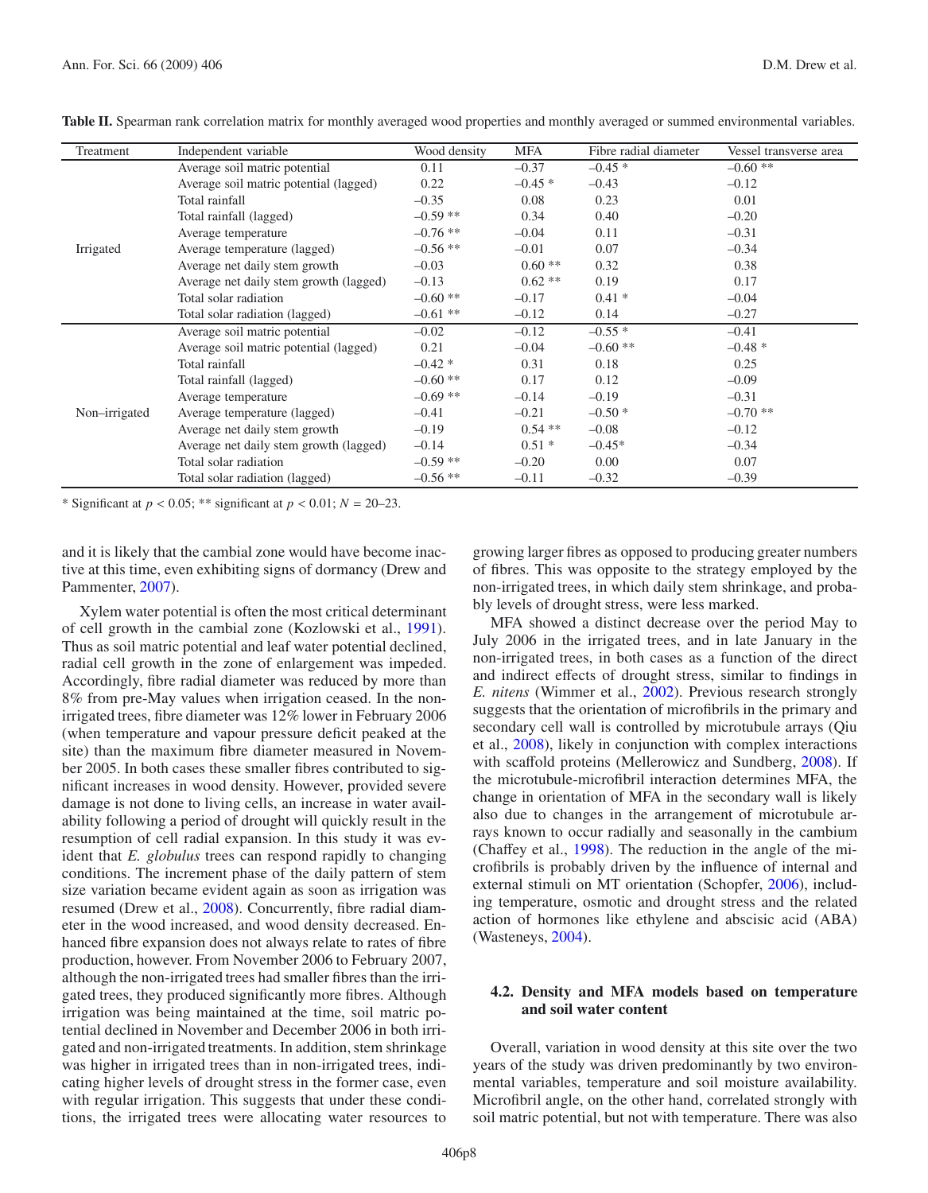**Table II.** Spearman rank correlation matrix for monthly averaged wood properties and monthly averaged or summed environmental variables.

| Treatment | Independent variable | Wood density | MFA | Fibre radial diameter | Vessel transverse area |
|---|---|---|---|---|---|
| Irrigated | Average soil matric potential | 0.11 | –0.37 | –0.45 * | –0.60 ** |
| | Average soil matric potential (lagged) | 0.22 | –0.45 * | –0.43 | –0.12 |
| | Total rainfall | –0.35 | 0.08 | 0.23 | 0.01 |
| | Total rainfall (lagged) | –0.59 ** | 0.34 | 0.40 | –0.20 |
| | Average temperature | –0.76 ** | –0.04 | 0.11 | –0.31 |
| | Average temperature (lagged) | –0.56 ** | –0.01 | 0.07 | –0.34 |
| | Average net daily stem growth | –0.03 | 0.60 ** | 0.32 | 0.38 |
| | Average net daily stem growth (lagged) | –0.13 | 0.62 ** | 0.19 | 0.17 |
| | Total solar radiation | –0.60 ** | –0.17 | 0.41 * | –0.04 |
| | Total solar radiation (lagged) | –0.61 ** | –0.12 | 0.14 | –0.27 |
| Non–irrigated | Average soil matric potential | –0.02 | –0.12 | –0.55 * | –0.41 |
| | Average soil matric potential (lagged) | 0.21 | –0.04 | –0.60 ** | –0.48 * |
| | Total rainfall | –0.42 * | 0.31 | 0.18 | 0.25 |
| | Total rainfall (lagged) | –0.60 ** | 0.17 | 0.12 | –0.09 |
| | Average temperature | –0.69 ** | –0.14 | –0.19 | –0.31 |
| | Average temperature (lagged) | –0.41 | –0.21 | –0.50 * | –0.70 ** |
| | Average net daily stem growth | –0.19 | 0.54 ** | –0.08 | –0.12 |
| | Average net daily stem growth (lagged) | –0.14 | 0.51 * | –0.45* | –0.34 |
| | Total solar radiation | –0.59 ** | –0.20 | 0.00 | 0.07 |
| | Total solar radiation (lagged) | –0.56 ** | –0.11 | –0.32 | –0.39 |

* Significant at $p < 0.05$; ** significant at $p < 0.01$; $N = 20–23$.

and it is likely that the cambial zone would have become inactive at this time, even exhibiting signs of dormancy (Drew and Pammenter, 2007).

Xylem water potential is often the most critical determinant of cell growth in the cambial zone (Kozlowski et al., 1991). Thus as soil matric potential and leaf water potential declined, radial cell growth in the zone of enlargement was impeded. Accordingly, fibre radial diameter was reduced by more than 8% from pre-May values when irrigation ceased. In the non-irrigated trees, fibre diameter was 12% lower in February 2006 (when temperature and vapour pressure deficit peaked at the site) than the maximum fibre diameter measured in November 2005. In both cases these smaller fibres contributed to significant increases in wood density. However, provided severe damage is not done to living cells, an increase in water availability following a period of drought will quickly result in the resumption of cell radial expansion. In this study it was evident that *E. globulus* trees can respond rapidly to changing conditions. The increment phase of the daily pattern of stem size variation became evident again as soon as irrigation was resumed (Drew et al., 2008). Concurrently, fibre radial diameter in the wood increased, and wood density decreased. Enhanced fibre expansion does not always relate to rates of fibre production, however. From November 2006 to February 2007, although the non-irrigated trees had smaller fibres than the irrigated trees, they produced significantly more fibres. Although irrigation was being maintained at the time, soil matric potential declined in November and December 2006 in both irrigated and non-irrigated treatments. In addition, stem shrinkage was higher in irrigated trees than in non-irrigated trees, indicating higher levels of drought stress in the former case, even with regular irrigation. This suggests that under these conditions, the irrigated trees were allocating water resources to growing larger fibres as opposed to producing greater numbers of fibres. This was opposite to the strategy employed by the non-irrigated trees, in which daily stem shrinkage, and probably levels of drought stress, were less marked.

MFA showed a distinct decrease over the period May to July 2006 in the irrigated trees, and in late January in the non-irrigated trees, in both cases as a function of the direct and indirect effects of drought stress, similar to findings in *E. nitens* (Wimmer et al., 2002). Previous research strongly suggests that the orientation of microfibrils in the primary and secondary cell wall is controlled by microtubule arrays (Qiu et al., 2008), likely in conjunction with complex interactions with scaffold proteins (Mellerowicz and Sundberg, 2008). If the microtubule-microfibril interaction determines MFA, the change in orientation of MFA in the secondary wall is likely also due to changes in the arrangement of microtubule arrays known to occur radially and seasonally in the cambium (Chaffey et al., 1998). The reduction in the angle of the microfibrils is probably driven by the influence of internal and external stimuli on MT orientation (Schopfer, 2006), including temperature, osmotic and drought stress and the related action of hormones like ethylene and abscisic acid (ABA) (Wasteneys, 2004).

### 4.2. Density and MFA models based on temperature and soil water content

Overall, variation in wood density at this site over the two years of the study was driven predominantly by two environmental variables, temperature and soil moisture availability. Microfibril angle, on the other hand, correlated strongly with soil matric potential, but not with temperature. There was also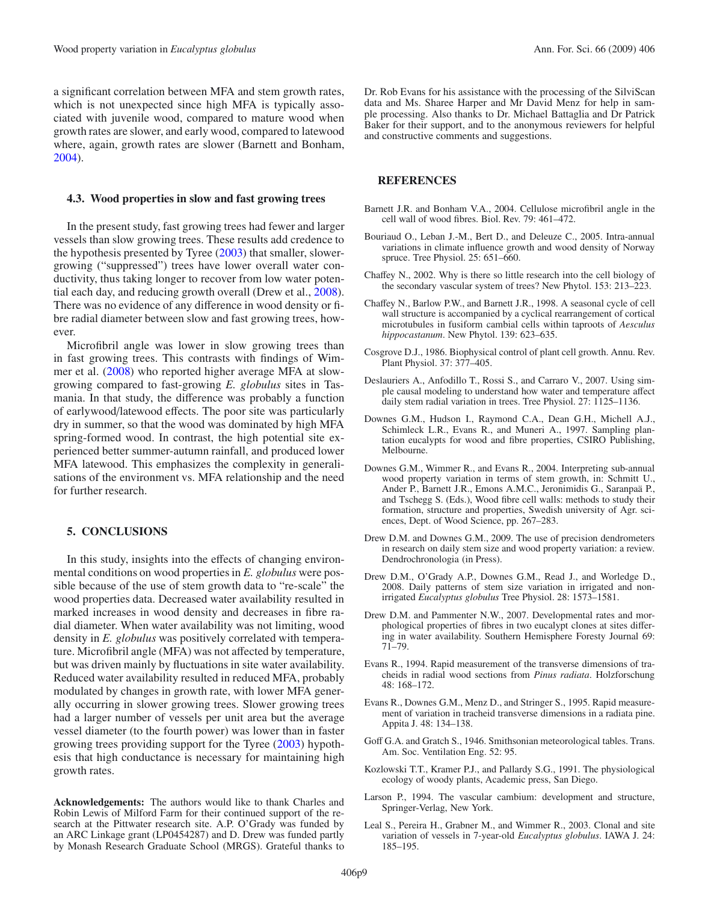a significant correlation between MFA and stem growth rates, which is not unexpected since high MFA is typically associated with juvenile wood, compared to mature wood when growth rates are slower, and early wood, compared to latewood where, again, growth rates are slower (Barnett and Bonham, 2004).

### 4.3. Wood properties in slow and fast growing trees

In the present study, fast growing trees had fewer and larger vessels than slow growing trees. These results add credence to the hypothesis presented by Tyree (2003) that smaller, slower-growing ("suppressed") trees have lower overall water conductivity, thus taking longer to recover from low water potential each day, and reducing growth overall (Drew et al., 2008). There was no evidence of any difference in wood density or fibre radial diameter between slow and fast growing trees, however.

Microfibril angle was lower in slow growing trees than in fast growing trees. This contrasts with findings of Wimmer et al. (2008) who reported higher average MFA at slow-growing compared to fast-growing *E. globulus* sites in Tasmania. In that study, the difference was probably a function of earlywood/latewood effects. The poor site was particularly dry in summer, so that the wood was dominated by high MFA spring-formed wood. In contrast, the high potential site experienced better summer-autumn rainfall, and produced lower MFA latewood. This emphasizes the complexity in generalisations of the environment vs. MFA relationship and the need for further research.

## 5. CONCLUSIONS

In this study, insights into the effects of changing environmental conditions on wood properties in *E. globulus* were possible because of the use of stem growth data to "re-scale" the wood properties data. Decreased water availability resulted in marked increases in wood density and decreases in fibre radial diameter. When water availability was not limiting, wood density in *E. globulus* was positively correlated with temperature. Microfibril angle (MFA) was not affected by temperature, but was driven mainly by fluctuations in site water availability. Reduced water availability resulted in reduced MFA, probably modulated by changes in growth rate, with lower MFA generally occurring in slower growing trees. Slower growing trees had a larger number of vessels per unit area but the average vessel diameter (to the fourth power) was lower than in faster growing trees providing support for the Tyree (2003) hypothesis that high conductance is necessary for maintaining high growth rates.

**Acknowledgements:** The authors would like to thank Charles and Robin Lewis of Milford Farm for their continued support of the research at the Pittwater research site. A.P. O'Grady was funded by an ARC Linkage grant (LP0454287) and D. Drew was funded partly by Monash Research Graduate School (MRGS). Grateful thanks to Dr. Rob Evans for his assistance with the processing of the SilviScan data and Ms. Sharee Harper and Mr David Menz for help in sample processing. Also thanks to Dr. Michael Battaglia and Dr Patrick Baker for their support, and to the anonymous reviewers for helpful and constructive comments and suggestions.

## REFERENCES

Barnett J.R. and Bonham V.A., 2004. Cellulose microfibril angle in the cell wall of wood fibres. Biol. Rev. 79: 461–472.

Bouriaud O., Leban J.-M., Bert D., and Deleuze C., 2005. Intra-annual variations in climate influence growth and wood density of Norway spruce. Tree Physiol. 25: 651–660.

Chaffey N., 2002. Why is there so little research into the cell biology of the secondary vascular system of trees? New Phytol. 153: 213–223.

Chaffey N., Barlow P.W., and Barnett J.R., 1998. A seasonal cycle of cell wall structure is accompanied by a cyclical rearrangement of cortical microtubules in fusiform cambial cells within taproots of *Aesculus hippocastanum*. New Phytol. 139: 623–635.

Cosgrove D.J., 1986. Biophysical control of plant cell growth. Annu. Rev. Plant Physiol. 37: 377–405.

Deslauriers A., Anfodillo T., Rossi S., and Carraro V., 2007. Using simple causal modeling to understand how water and temperature affect daily stem radial variation in trees. Tree Physiol. 27: 1125–1136.

Downes G.M., Hudson I., Raymond C.A., Dean G.H., Michell A.J., Schimleck L.R., Evans R., and Muneri A., 1997. Sampling plantation eucalypts for wood and fibre properties, CSIRO Publishing, Melbourne.

Downes G.M., Wimmer R., and Evans R., 2004. Interpreting sub-annual wood property variation in terms of stem growth, in: Schmitt U., Ander P., Barnett J.R., Emons A.M.C., Jeronimidis G., Saranpaä P., and Tschegg S. (Eds.), Wood fibre cell walls: methods to study their formation, structure and properties, Swedish university of Agr. sciences, Dept. of Wood Science, pp. 267–283.

Drew D.M. and Downes G.M., 2009. The use of precision dendrometers in research on daily stem size and wood property variation: a review. Dendrochronologia (in Press).

Drew D.M., O'Grady A.P., Downes G.M., Read J., and Worledge D., 2008. Daily patterns of stem size variation in irrigated and non-irrigated *Eucalyptus globulus* Tree Physiol. 28: 1573–1581.

Drew D.M. and Pammenter N.W., 2007. Developmental rates and morphological properties of fibres in two eucalypt clones at sites differing in water availability. Southern Hemisphere Foresty Journal 69: 71–79.

Evans R., 1994. Rapid measurement of the transverse dimensions of tracheids in radial wood sections from *Pinus radiata*. Holzforschung 48: 168–172.

Evans R., Downes G.M., Menz D., and Stringer S., 1995. Rapid measurement of variation in tracheid transverse dimensions in a radiata pine. Appita J. 48: 134–138.

Goff G.A. and Gratch S., 1946. Smithsonian meteorological tables. Trans. Am. Soc. Ventilation Eng. 52: 95.

Kozlowski T.T., Kramer P.J., and Pallardy S.G., 1991. The physiological ecology of woody plants, Academic press, San Diego.

Larson P., 1994. The vascular cambium: development and structure, Springer-Verlag, New York.

Leal S., Pereira H., Grabner M., and Wimmer R., 2003. Clonal and site variation of vessels in 7-year-old *Eucalyptus globulus*. IAWA J. 24: 185–195.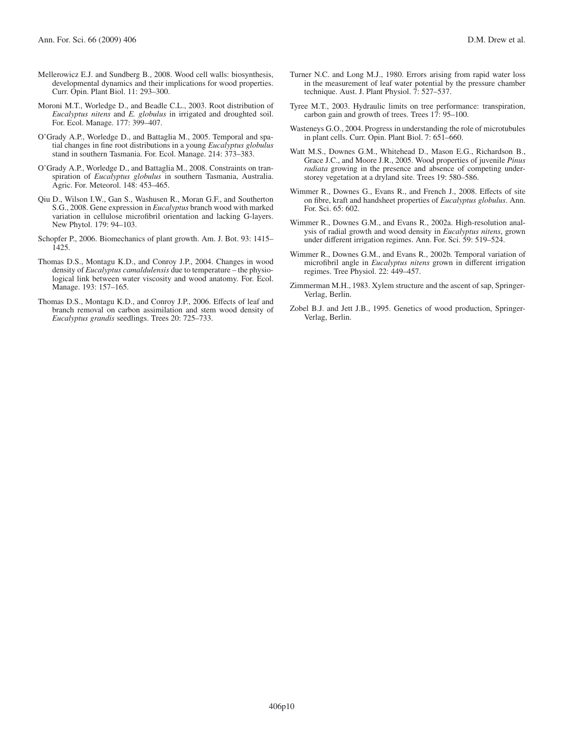Mellerowicz E.J. and Sundberg B., 2008. Wood cell walls: biosynthesis, developmental dynamics and their implications for wood properties. Curr. Opin. Plant Biol. 11: 293–300.

Moroni M.T., Worledge D., and Beadle C.L., 2003. Root distribution of *Eucalyptus nitens* and *E. globulus* in irrigated and droughted soil. For. Ecol. Manage. 177: 399–407.

O'Grady A.P., Worledge D., and Battaglia M., 2005. Temporal and spatial changes in fine root distributions in a young *Eucalyptus globulus* stand in southern Tasmania. For. Ecol. Manage. 214: 373–383.

O'Grady A.P., Worledge D., and Battaglia M., 2008. Constraints on transpiration of *Eucalyptus globulus* in southern Tasmania, Australia. Agric. For. Meteorol. 148: 453–465.

Qiu D., Wilson I.W., Gan S., Washusen R., Moran G.F., and Southerton S.G., 2008. Gene expression in *Eucalyptus* branch wood with marked variation in cellulose microfibril orientation and lacking G-layers. New Phytol. 179: 94–103.

Schopfer P., 2006. Biomechanics of plant growth. Am. J. Bot. 93: 1415–1425.

Thomas D.S., Montagu K.D., and Conroy J.P., 2004. Changes in wood density of *Eucalyptus camaldulensis* due to temperature – the physiological link between water viscosity and wood anatomy. For. Ecol. Manage. 193: 157–165.

Thomas D.S., Montagu K.D., and Conroy J.P., 2006. Effects of leaf and branch removal on carbon assimilation and stem wood density of *Eucalyptus grandis* seedlings. Trees 20: 725–733.

Turner N.C. and Long M.J., 1980. Errors arising from rapid water loss in the measurement of leaf water potential by the pressure chamber technique. Aust. J. Plant Physiol. 7: 527–537.

Tyree M.T., 2003. Hydraulic limits on tree performance: transpiration, carbon gain and growth of trees. Trees 17: 95–100.

Wasteneys G.O., 2004. Progress in understanding the role of microtubules in plant cells. Curr. Opin. Plant Biol. 7: 651–660.

Watt M.S., Downes G.M., Whitehead D., Mason E.G., Richardson B., Grace J.C., and Moore J.R., 2005. Wood properties of juvenile *Pinus radiata* growing in the presence and absence of competing understorey vegetation at a dryland site. Trees 19: 580–586.

Wimmer R., Downes G., Evans R., and French J., 2008. Effects of site on fibre, kraft and handsheet properties of *Eucalyptus globulus*. Ann. For. Sci. 65: 602.

Wimmer R., Downes G.M., and Evans R., 2002a. High-resolution analysis of radial growth and wood density in *Eucalyptus nitens*, grown under different irrigation regimes. Ann. For. Sci. 59: 519–524.

Wimmer R., Downes G.M., and Evans R., 2002b. Temporal variation of microfibril angle in *Eucalyptus nitens* grown in different irrigation regimes. Tree Physiol. 22: 449–457.

Zimmerman M.H., 1983. Xylem structure and the ascent of sap, Springer-Verlag, Berlin.

Zobel B.J. and Jett J.B., 1995. Genetics of wood production, Springer-Verlag, Berlin.